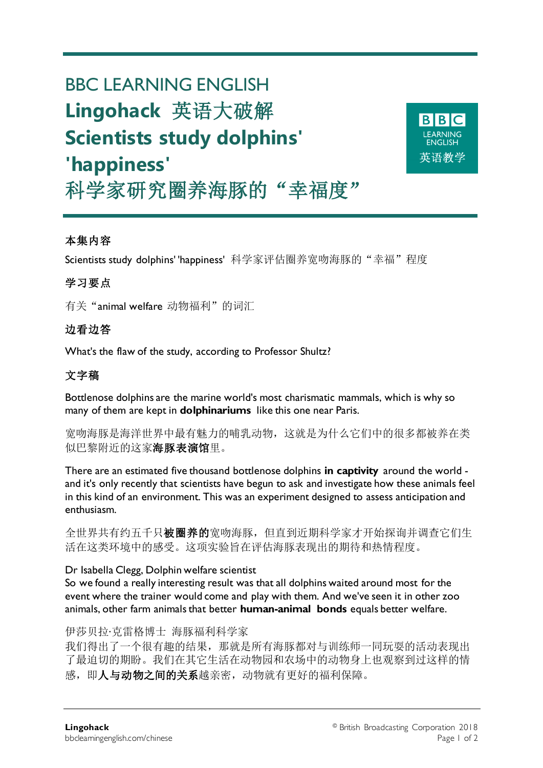BBC LEARNING ENGLISH

# Lingohack 英语大破解
# Scientists study dolphins' 'happiness'
# 科学家研究圈养海豚的“幸福度”

BBC LEARNING ENGLISH 英语教学

### 本集内容

Scientists study dolphins' 'happiness' 科学家评估圈养宽吻海豚的“幸福”程度

### 学习要点

有关“animal welfare 动物福利”的词汇

### 边看边答

What's the flaw of the study, according to Professor Shultz?

### 文字稿

Bottlenose dolphins are the marine world's most charismatic mammals, which is why so many of them are kept in **dolphinariums** like this one near Paris.

宽吻海豚是海洋世界中最有魅力的哺乳动物，这就是为什么它们中的很多都被养在类似巴黎附近的这家**海豚表演馆**里。

There are an estimated five thousand bottlenose dolphins **in captivity** around the world - and it's only recently that scientists have begun to ask and investigate how these animals feel in this kind of an environment. This was an experiment designed to assess anticipation and enthusiasm.

全世界共有约五千只**被圈养的**宽吻海豚，但直到近期科学家才开始探询并调查它们生活在这类环境中的感受。这项实验旨在评估海豚表现出的期待和热情程度。

Dr Isabella Clegg, Dolphin welfare scientist
So we found a really interesting result was that all dolphins waited around most for the event where the trainer would come and play with them. And we've seen it in other zoo animals, other farm animals that better **human-animal bonds** equals better welfare.

伊莎贝拉·克雷格博士 海豚福利科学家
我们得出了一个很有趣的结果，那就是所有海豚都对与训练师一同玩耍的活动表现出了最迫切的期盼。我们在其它生活在动物园和农场中的动物身上也观察到过这样的情感，即**人与动物之间的关系**越亲密，动物就有更好的福利保障。